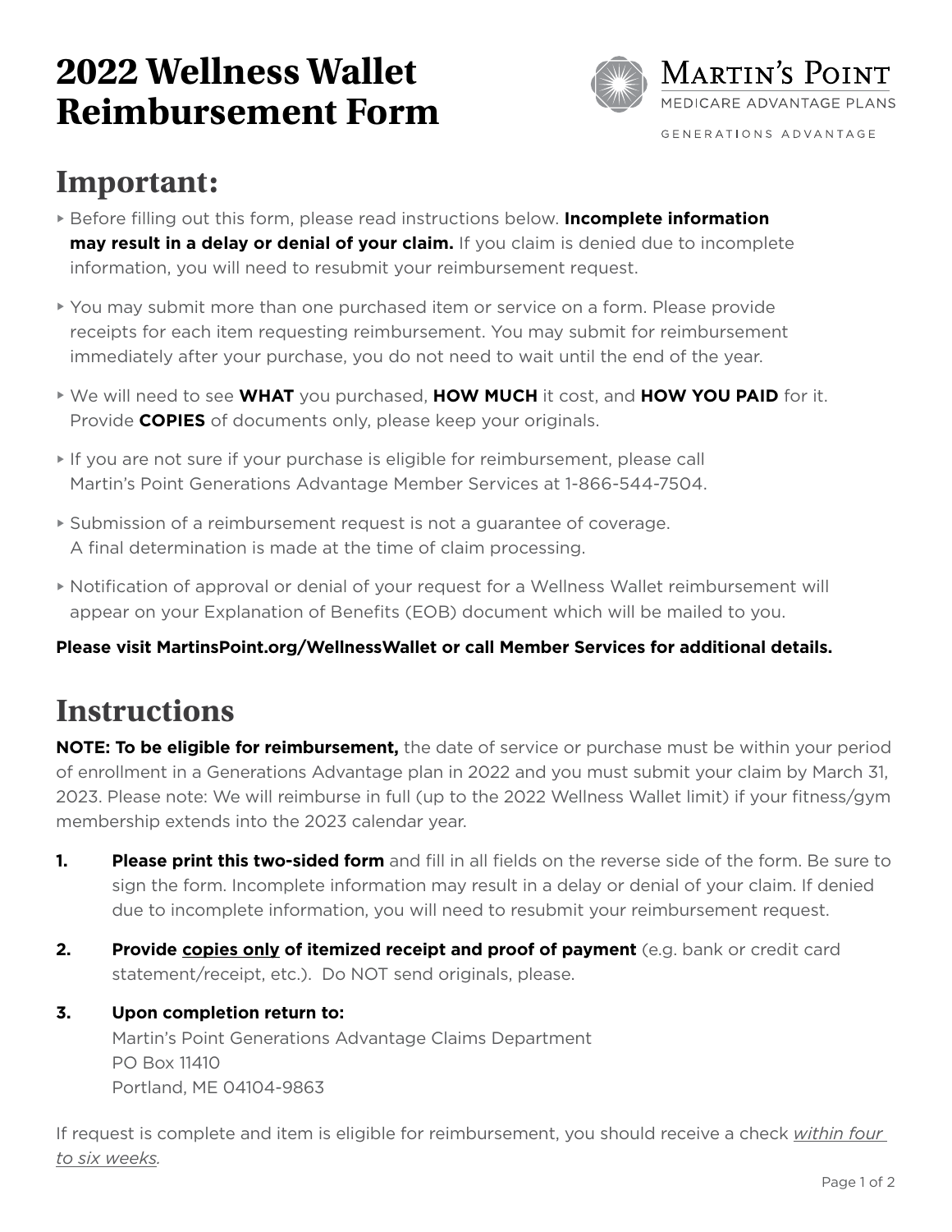# 2022 Wellness Wallet Reimbursement Form

MARTIN'S POINT
MEDICARE ADVANTAGE PLANS
GENERATIONS ADVANTAGE

## Important:

- Before filling out this form, please read instructions below. **Incomplete information may result in a delay or denial of your claim.** If you claim is denied due to incomplete information, you will need to resubmit your reimbursement request.
- You may submit more than one purchased item or service on a form. Please provide receipts for each item requesting reimbursement. You may submit for reimbursement immediately after your purchase, you do not need to wait until the end of the year.
- We will need to see **WHAT** you purchased, **HOW MUCH** it cost, and **HOW YOU PAID** for it. Provide **COPIES** of documents only, please keep your originals.
- If you are not sure if your purchase is eligible for reimbursement, please call Martin's Point Generations Advantage Member Services at 1-866-544-7504.
- Submission of a reimbursement request is not a guarantee of coverage. A final determination is made at the time of claim processing.
- Notification of approval or denial of your request for a Wellness Wallet reimbursement will appear on your Explanation of Benefits (EOB) document which will be mailed to you.

**Please visit MartinsPoint.org/WellnessWallet or call Member Services for additional details.**

## Instructions

**NOTE: To be eligible for reimbursement,** the date of service or purchase must be within your period of enrollment in a Generations Advantage plan in 2022 and you must submit your claim by March 31, 2023. Please note: We will reimburse in full (up to the 2022 Wellness Wallet limit) if your fitness/gym membership extends into the 2023 calendar year.

1. **Please print this two-sided form** and fill in all fields on the reverse side of the form. Be sure to sign the form. Incomplete information may result in a delay or denial of your claim. If denied due to incomplete information, you will need to resubmit your reimbursement request.
2. **Provide copies only of itemized receipt and proof of payment** (e.g. bank or credit card statement/receipt, etc.). Do NOT send originals, please.
3. **Upon completion return to:**
   Martin's Point Generations Advantage Claims Department
   PO Box 11410
   Portland, ME 04104-9863

If request is complete and item is eligible for reimbursement, you should receive a check *within four to six weeks*.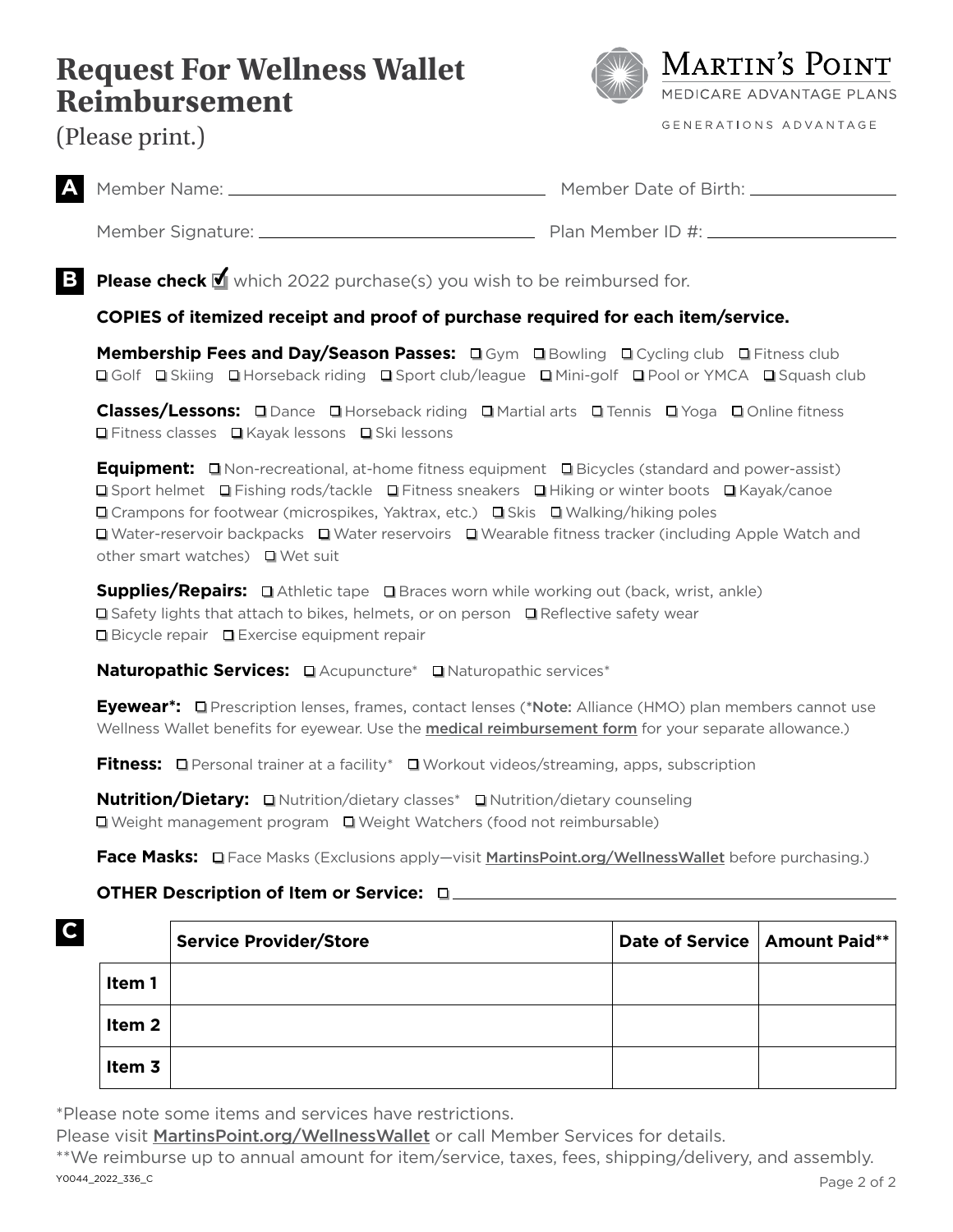# Request For Wellness Wallet Reimbursement

(Please print.)

MARTIN'S POINT
MEDICARE ADVANTAGE PLANS
GENERATIONS ADVANTAGE

**A**

Member Name: ______________________ Member Date of Birth: ______________

Member Signature: ______________________ Plan Member ID #: ______________

**B** **Please check** ☑ which 2022 purchase(s) you wish to be reimbursed for.

**COPIES of itemized receipt and proof of purchase required for each item/service.**

**Membership Fees and Day/Season Passes:** ☐ Gym ☐ Bowling ☐ Cycling club ☐ Fitness club ☐ Golf ☐ Skiing ☐ Horseback riding ☐ Sport club/league ☐ Mini-golf ☐ Pool or YMCA ☐ Squash club

**Classes/Lessons:** ☐ Dance ☐ Horseback riding ☐ Martial arts ☐ Tennis ☐ Yoga ☐ Online fitness ☐ Fitness classes ☐ Kayak lessons ☐ Ski lessons

**Equipment:** ☐ Non-recreational, at-home fitness equipment ☐ Bicycles (standard and power-assist) ☐ Sport helmet ☐ Fishing rods/tackle ☐ Fitness sneakers ☐ Hiking or winter boots ☐ Kayak/canoe ☐ Crampons for footwear (microspikes, Yaktrax, etc.) ☐ Skis ☐ Walking/hiking poles ☐ Water-reservoir backpacks ☐ Water reservoirs ☐ Wearable fitness tracker (including Apple Watch and other smart watches) ☐ Wet suit

**Supplies/Repairs:** ☐ Athletic tape ☐ Braces worn while working out (back, wrist, ankle) ☐ Safety lights that attach to bikes, helmets, or on person ☐ Reflective safety wear ☐ Bicycle repair ☐ Exercise equipment repair

**Naturopathic Services:** ☐ Acupuncture* ☐ Naturopathic services*

**Eyewear*:** ☐ Prescription lenses, frames, contact lenses (***Note:** Alliance (HMO) plan members cannot use Wellness Wallet benefits for eyewear. Use the medical reimbursement form for your separate allowance.)

**Fitness:** ☐ Personal trainer at a facility* ☐ Workout videos/streaming, apps, subscription

**Nutrition/Dietary:** ☐ Nutrition/dietary classes* ☐ Nutrition/dietary counseling ☐ Weight management program ☐ Weight Watchers (food not reimbursable)

**Face Masks:** ☐ Face Masks (Exclusions apply—visit MartinsPoint.org/WellnessWallet before purchasing.)

**OTHER Description of Item or Service:** ☐ ______________________

**C**

| | Service Provider/Store | Date of Service | Amount Paid** |
|---|---|---|---|
| **Item 1** | | | |
| **Item 2** | | | |
| **Item 3** | | | |

*Please note some items and services have restrictions.
Please visit MartinsPoint.org/WellnessWallet or call Member Services for details.
**We reimburse up to annual amount for item/service, taxes, fees, shipping/delivery, and assembly.

Y0044_2022_336_C